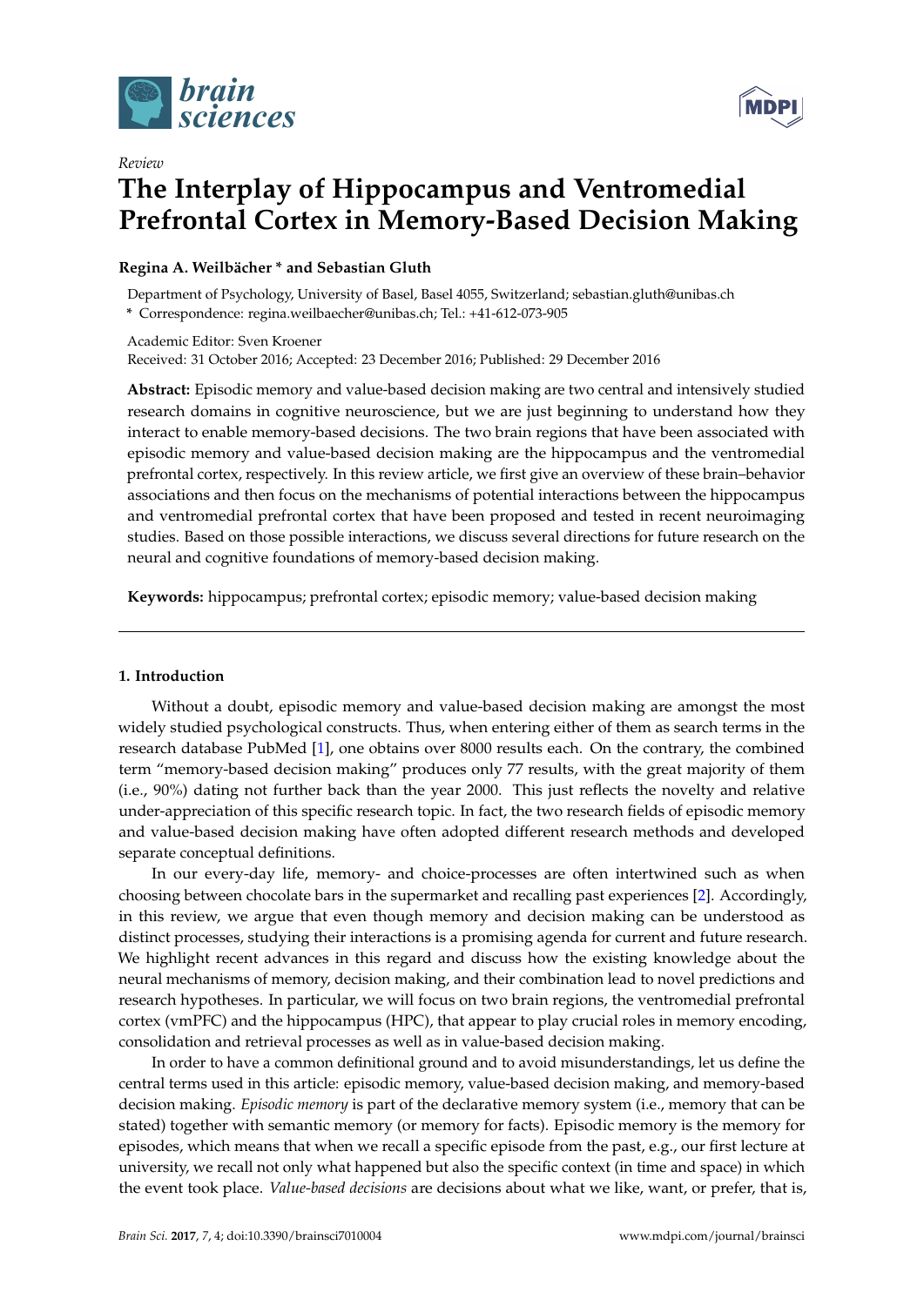Review

# The Interplay of Hippocampus and Ventromedial Prefrontal Cortex in Memory-Based Decision Making

**Regina A. Weilbächer * and Sebastian Gluth**

Department of Psychology, University of Basel, Basel 4055, Switzerland; sebastian.gluth@unibas.ch
* Correspondence: regina.weilbaecher@unibas.ch; Tel.: +41-612-073-905

Academic Editor: Sven Kroener
Received: 31 October 2016; Accepted: 23 December 2016; Published: 29 December 2016

**Abstract:** Episodic memory and value-based decision making are two central and intensively studied research domains in cognitive neuroscience, but we are just beginning to understand how they interact to enable memory-based decisions. The two brain regions that have been associated with episodic memory and value-based decision making are the hippocampus and the ventromedial prefrontal cortex, respectively. In this review article, we first give an overview of these brain–behavior associations and then focus on the mechanisms of potential interactions between the hippocampus and ventromedial prefrontal cortex that have been proposed and tested in recent neuroimaging studies. Based on those possible interactions, we discuss several directions for future research on the neural and cognitive foundations of memory-based decision making.

**Keywords:** hippocampus; prefrontal cortex; episodic memory; value-based decision making

## 1. Introduction

Without a doubt, episodic memory and value-based decision making are amongst the most widely studied psychological constructs. Thus, when entering either of them as search terms in the research database PubMed [1], one obtains over 8000 results each. On the contrary, the combined term "memory-based decision making" produces only 77 results, with the great majority of them (i.e., 90%) dating not further back than the year 2000. This just reflects the novelty and relative under-appreciation of this specific research topic. In fact, the two research fields of episodic memory and value-based decision making have often adopted different research methods and developed separate conceptual definitions.

In our every-day life, memory- and choice-processes are often intertwined such as when choosing between chocolate bars in the supermarket and recalling past experiences [2]. Accordingly, in this review, we argue that even though memory and decision making can be understood as distinct processes, studying their interactions is a promising agenda for current and future research. We highlight recent advances in this regard and discuss how the existing knowledge about the neural mechanisms of memory, decision making, and their combination lead to novel predictions and research hypotheses. In particular, we will focus on two brain regions, the ventromedial prefrontal cortex (vmPFC) and the hippocampus (HPC), that appear to play crucial roles in memory encoding, consolidation and retrieval processes as well as in value-based decision making.

In order to have a common definitional ground and to avoid misunderstandings, let us define the central terms used in this article: episodic memory, value-based decision making, and memory-based decision making. *Episodic memory* is part of the declarative memory system (i.e., memory that can be stated) together with semantic memory (or memory for facts). Episodic memory is the memory for episodes, which means that when we recall a specific episode from the past, e.g., our first lecture at university, we recall not only what happened but also the specific context (in time and space) in which the event took place. *Value-based decisions* are decisions about what we like, want, or prefer, that is,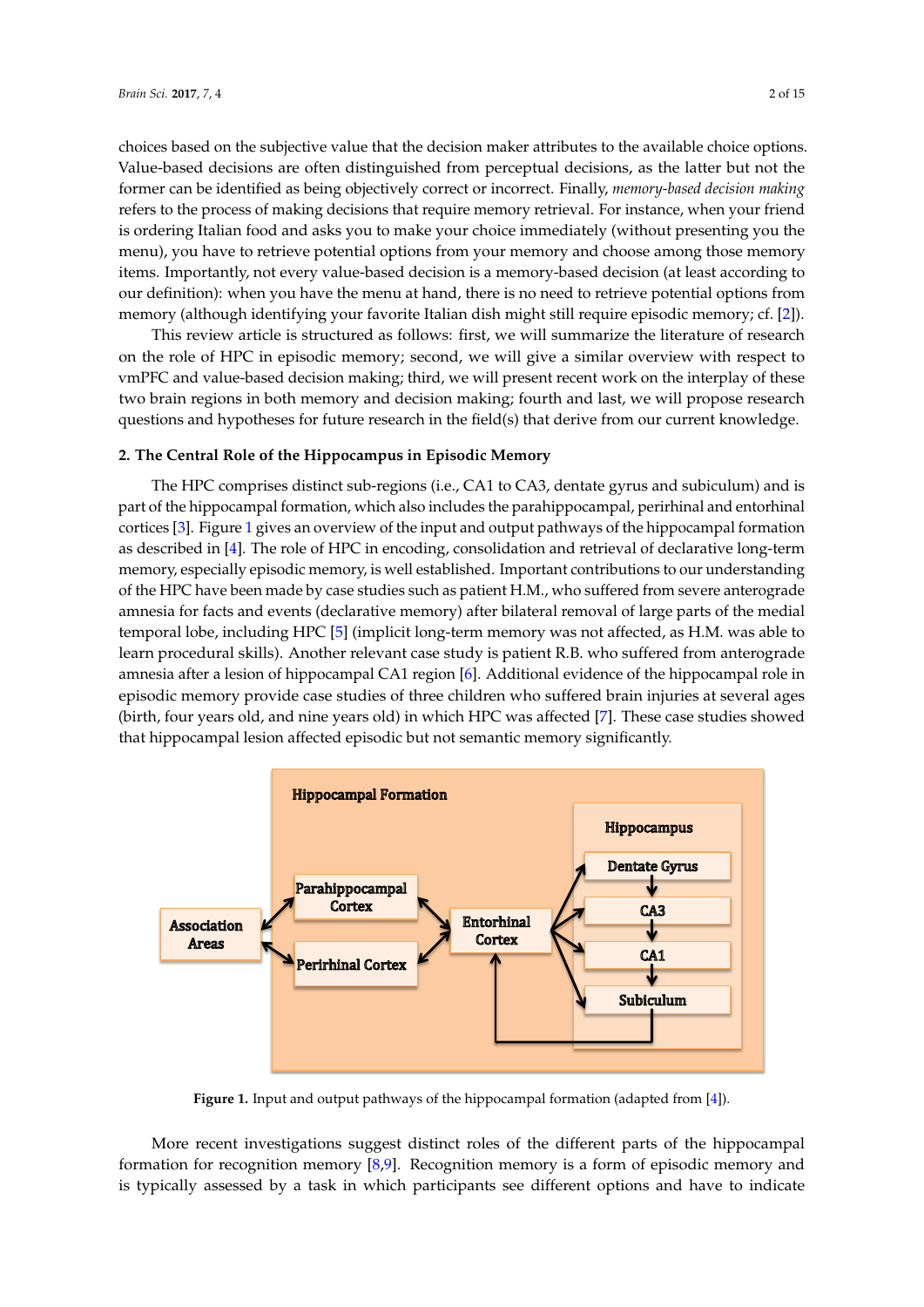choices based on the subjective value that the decision maker attributes to the available choice options. Value-based decisions are often distinguished from perceptual decisions, as the latter but not the former can be identified as being objectively correct or incorrect. Finally, *memory-based decision making* refers to the process of making decisions that require memory retrieval. For instance, when your friend is ordering Italian food and asks you to make your choice immediately (without presenting you the menu), you have to retrieve potential options from your memory and choose among those memory items. Importantly, not every value-based decision is a memory-based decision (at least according to our definition): when you have the menu at hand, there is no need to retrieve potential options from memory (although identifying your favorite Italian dish might still require episodic memory; cf. [2]).

This review article is structured as follows: first, we will summarize the literature of research on the role of HPC in episodic memory; second, we will give a similar overview with respect to vmPFC and value-based decision making; third, we will present recent work on the interplay of these two brain regions in both memory and decision making; fourth and last, we will propose research questions and hypotheses for future research in the field(s) that derive from our current knowledge.

## 2. The Central Role of the Hippocampus in Episodic Memory

The HPC comprises distinct sub-regions (i.e., CA1 to CA3, dentate gyrus and subiculum) and is part of the hippocampal formation, which also includes the parahippocampal, perirhinal and entorhinal cortices [3]. Figure 1 gives an overview of the input and output pathways of the hippocampal formation as described in [4]. The role of HPC in encoding, consolidation and retrieval of declarative long-term memory, especially episodic memory, is well established. Important contributions to our understanding of the HPC have been made by case studies such as patient H.M., who suffered from severe anterograde amnesia for facts and events (declarative memory) after bilateral removal of large parts of the medial temporal lobe, including HPC [5] (implicit long-term memory was not affected, as H.M. was able to learn procedural skills). Another relevant case study is patient R.B. who suffered from anterograde amnesia after a lesion of hippocampal CA1 region [6]. Additional evidence of the hippocampal role in episodic memory provide case studies of three children who suffered brain injuries at several ages (birth, four years old, and nine years old) in which HPC was affected [7]. These case studies showed that hippocampal lesion affected episodic but not semantic memory significantly.

Hippocampal Formation

Hippocampus

Dentate Gyrus

CA3

CA1

Subiculum

Association Areas

Parahippocampal Cortex

Perirhinal Cortex

Entorhinal Cortex

**Figure 1.** Input and output pathways of the hippocampal formation (adapted from [4]).

More recent investigations suggest distinct roles of the different parts of the hippocampal formation for recognition memory [8,9]. Recognition memory is a form of episodic memory and is typically assessed by a task in which participants see different options and have to indicate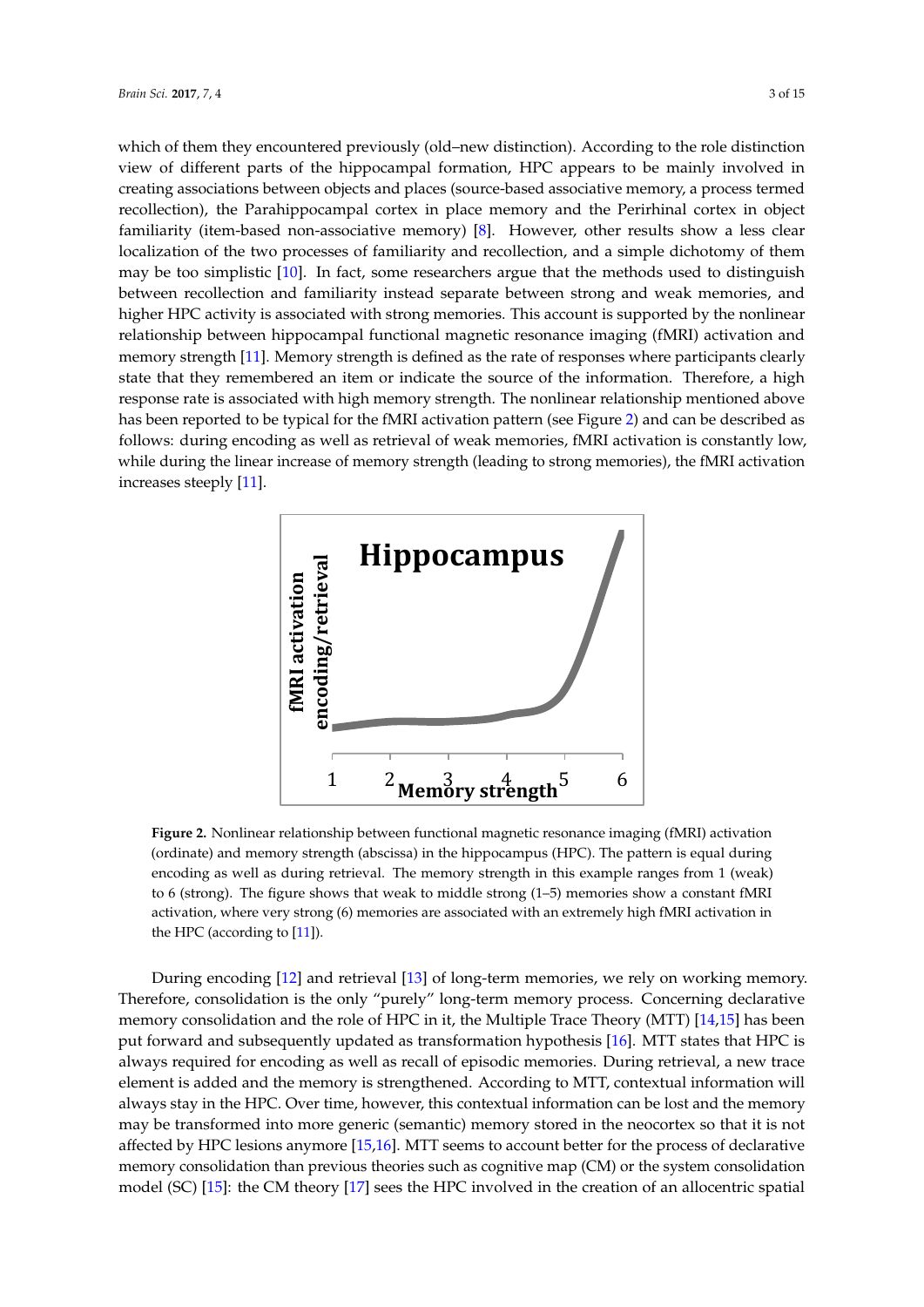which of them they encountered previously (old–new distinction). According to the role distinction view of different parts of the hippocampal formation, HPC appears to be mainly involved in creating associations between objects and places (source-based associative memory, a process termed recollection), the Parahippocampal cortex in place memory and the Perirhinal cortex in object familiarity (item-based non-associative memory) [8]. However, other results show a less clear localization of the two processes of familiarity and recollection, and a simple dichotomy of them may be too simplistic [10]. In fact, some researchers argue that the methods used to distinguish between recollection and familiarity instead separate between strong and weak memories, and higher HPC activity is associated with strong memories. This account is supported by the nonlinear relationship between hippocampal functional magnetic resonance imaging (fMRI) activation and memory strength [11]. Memory strength is defined as the rate of responses where participants clearly state that they remembered an item or indicate the source of the information. Therefore, a high response rate is associated with high memory strength. The nonlinear relationship mentioned above has been reported to be typical for the fMRI activation pattern (see Figure 2) and can be described as follows: during encoding as well as retrieval of weak memories, fMRI activation is constantly low, while during the linear increase of memory strength (leading to strong memories), the fMRI activation increases steeply [11].

**Figure 2.** Nonlinear relationship between functional magnetic resonance imaging (fMRI) activation (ordinate) and memory strength (abscissa) in the hippocampus (HPC). The pattern is equal during encoding as well as during retrieval. The memory strength in this example ranges from 1 (weak) to 6 (strong). The figure shows that weak to middle strong (1–5) memories show a constant fMRI activation, where very strong (6) memories are associated with an extremely high fMRI activation in the HPC (according to [11]).

During encoding [12] and retrieval [13] of long-term memories, we rely on working memory. Therefore, consolidation is the only "purely" long-term memory process. Concerning declarative memory consolidation and the role of HPC in it, the Multiple Trace Theory (MTT) [14,15] has been put forward and subsequently updated as transformation hypothesis [16]. MTT states that HPC is always required for encoding as well as recall of episodic memories. During retrieval, a new trace element is added and the memory is strengthened. According to MTT, contextual information will always stay in the HPC. Over time, however, this contextual information can be lost and the memory may be transformed into more generic (semantic) memory stored in the neocortex so that it is not affected by HPC lesions anymore [15,16]. MTT seems to account better for the process of declarative memory consolidation than previous theories such as cognitive map (CM) or the system consolidation model (SC) [15]: the CM theory [17] sees the HPC involved in the creation of an allocentric spatial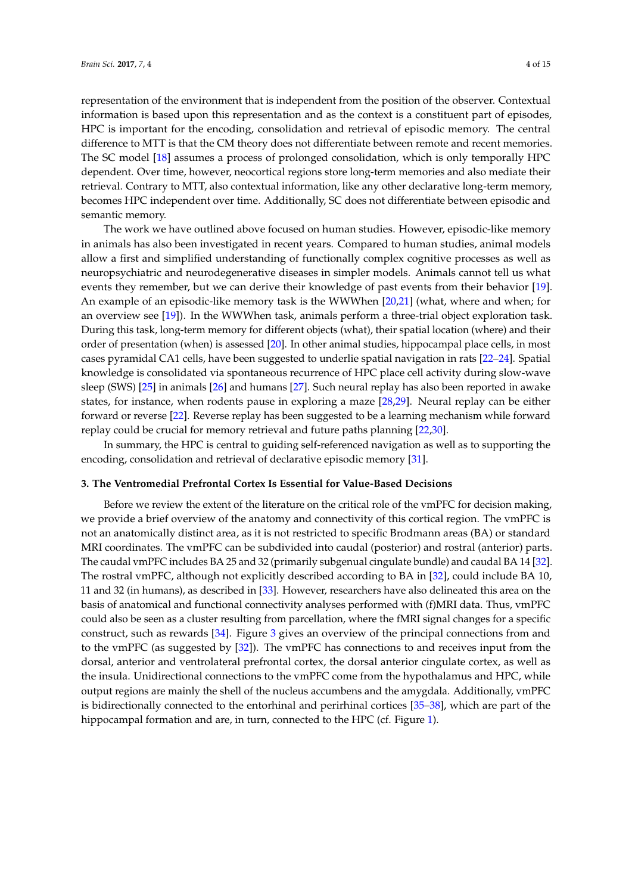representation of the environment that is independent from the position of the observer. Contextual information is based upon this representation and as the context is a constituent part of episodes, HPC is important for the encoding, consolidation and retrieval of episodic memory. The central difference to MTT is that the CM theory does not differentiate between remote and recent memories. The SC model [18] assumes a process of prolonged consolidation, which is only temporally HPC dependent. Over time, however, neocortical regions store long-term memories and also mediate their retrieval. Contrary to MTT, also contextual information, like any other declarative long-term memory, becomes HPC independent over time. Additionally, SC does not differentiate between episodic and semantic memory.

The work we have outlined above focused on human studies. However, episodic-like memory in animals has also been investigated in recent years. Compared to human studies, animal models allow a first and simplified understanding of functionally complex cognitive processes as well as neuropsychiatric and neurodegenerative diseases in simpler models. Animals cannot tell us what events they remember, but we can derive their knowledge of past events from their behavior [19]. An example of an episodic-like memory task is the WWWhen [20,21] (what, where and when; for an overview see [19]). In the WWWhen task, animals perform a three-trial object exploration task. During this task, long-term memory for different objects (what), their spatial location (where) and their order of presentation (when) is assessed [20]. In other animal studies, hippocampal place cells, in most cases pyramidal CA1 cells, have been suggested to underlie spatial navigation in rats [22–24]. Spatial knowledge is consolidated via spontaneous recurrence of HPC place cell activity during slow-wave sleep (SWS) [25] in animals [26] and humans [27]. Such neural replay has also been reported in awake states, for instance, when rodents pause in exploring a maze [28,29]. Neural replay can be either forward or reverse [22]. Reverse replay has been suggested to be a learning mechanism while forward replay could be crucial for memory retrieval and future paths planning [22,30].

In summary, the HPC is central to guiding self-referenced navigation as well as to supporting the encoding, consolidation and retrieval of declarative episodic memory [31].

### 3. The Ventromedial Prefrontal Cortex Is Essential for Value-Based Decisions

Before we review the extent of the literature on the critical role of the vmPFC for decision making, we provide a brief overview of the anatomy and connectivity of this cortical region. The vmPFC is not an anatomically distinct area, as it is not restricted to specific Brodmann areas (BA) or standard MRI coordinates. The vmPFC can be subdivided into caudal (posterior) and rostral (anterior) parts. The caudal vmPFC includes BA 25 and 32 (primarily subgenual cingulate bundle) and caudal BA 14 [32]. The rostral vmPFC, although not explicitly described according to BA in [32], could include BA 10, 11 and 32 (in humans), as described in [33]. However, researchers have also delineated this area on the basis of anatomical and functional connectivity analyses performed with (f)MRI data. Thus, vmPFC could also be seen as a cluster resulting from parcellation, where the fMRI signal changes for a specific construct, such as rewards [34]. Figure 3 gives an overview of the principal connections from and to the vmPFC (as suggested by [32]). The vmPFC has connections to and receives input from the dorsal, anterior and ventrolateral prefrontal cortex, the dorsal anterior cingulate cortex, as well as the insula. Unidirectional connections to the vmPFC come from the hypothalamus and HPC, while output regions are mainly the shell of the nucleus accumbens and the amygdala. Additionally, vmPFC is bidirectionally connected to the entorhinal and perirhinal cortices [35–38], which are part of the hippocampal formation and are, in turn, connected to the HPC (cf. Figure 1).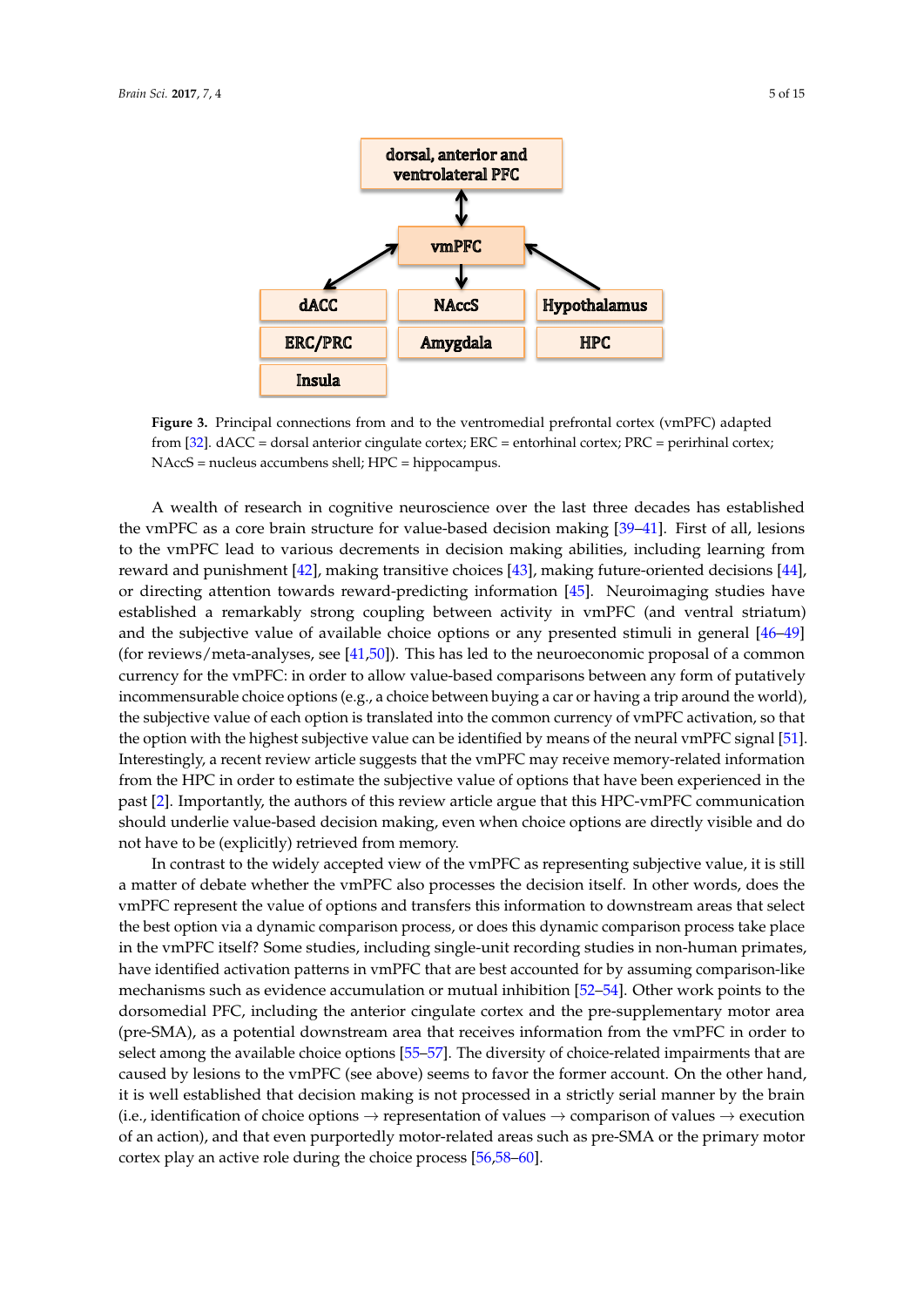**Figure 3.** Principal connections from and to the ventromedial prefrontal cortex (vmPFC) adapted from [32]. dACC = dorsal anterior cingulate cortex; ERC = entorhinal cortex; PRC = perirhinal cortex; NAccS = nucleus accumbens shell; HPC = hippocampus.

A wealth of research in cognitive neuroscience over the last three decades has established the vmPFC as a core brain structure for value-based decision making [39–41]. First of all, lesions to the vmPFC lead to various decrements in decision making abilities, including learning from reward and punishment [42], making transitive choices [43], making future-oriented decisions [44], or directing attention towards reward-predicting information [45]. Neuroimaging studies have established a remarkably strong coupling between activity in vmPFC (and ventral striatum) and the subjective value of available choice options or any presented stimuli in general [46–49] (for reviews/meta-analyses, see [41,50]). This has led to the neuroeconomic proposal of a common currency for the vmPFC: in order to allow value-based comparisons between any form of putatively incommensurable choice options (e.g., a choice between buying a car or having a trip around the world), the subjective value of each option is translated into the common currency of vmPFC activation, so that the option with the highest subjective value can be identified by means of the neural vmPFC signal [51]. Interestingly, a recent review article suggests that the vmPFC may receive memory-related information from the HPC in order to estimate the subjective value of options that have been experienced in the past [2]. Importantly, the authors of this review article argue that this HPC-vmPFC communication should underlie value-based decision making, even when choice options are directly visible and do not have to be (explicitly) retrieved from memory.

In contrast to the widely accepted view of the vmPFC as representing subjective value, it is still a matter of debate whether the vmPFC also processes the decision itself. In other words, does the vmPFC represent the value of options and transfers this information to downstream areas that select the best option via a dynamic comparison process, or does this dynamic comparison process take place in the vmPFC itself? Some studies, including single-unit recording studies in non-human primates, have identified activation patterns in vmPFC that are best accounted for by assuming comparison-like mechanisms such as evidence accumulation or mutual inhibition [52–54]. Other work points to the dorsomedial PFC, including the anterior cingulate cortex and the pre-supplementary motor area (pre-SMA), as a potential downstream area that receives information from the vmPFC in order to select among the available choice options [55–57]. The diversity of choice-related impairments that are caused by lesions to the vmPFC (see above) seems to favor the former account. On the other hand, it is well established that decision making is not processed in a strictly serial manner by the brain (i.e., identification of choice options → representation of values → comparison of values → execution of an action), and that even purportedly motor-related areas such as pre-SMA or the primary motor cortex play an active role during the choice process [56,58–60].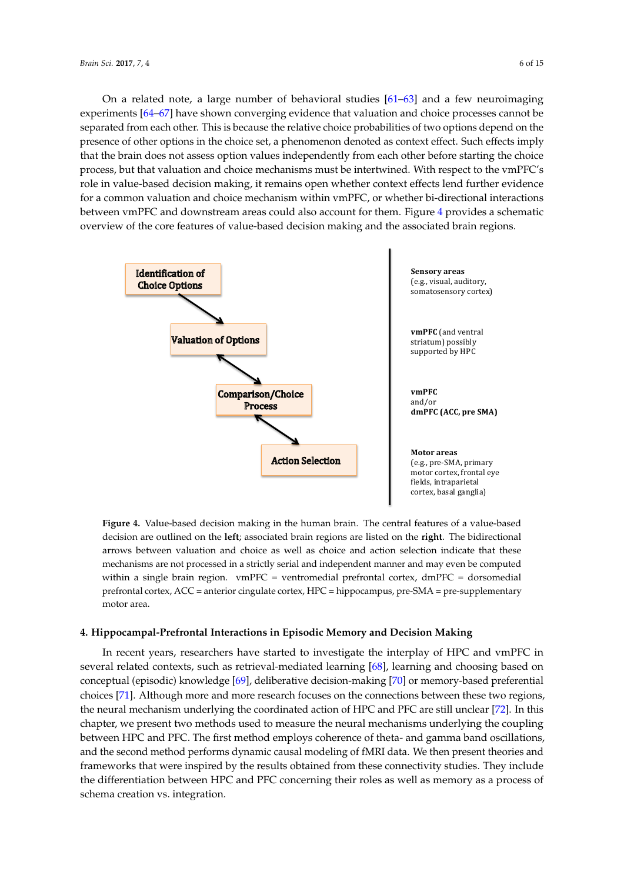On a related note, a large number of behavioral studies [61–63] and a few neuroimaging experiments [64–67] have shown converging evidence that valuation and choice processes cannot be separated from each other. This is because the relative choice probabilities of two options depend on the presence of other options in the choice set, a phenomenon denoted as context effect. Such effects imply that the brain does not assess option values independently from each other before starting the choice process, but that valuation and choice mechanisms must be intertwined. With respect to the vmPFC's role in value-based decision making, it remains open whether context effects lend further evidence for a common valuation and choice mechanism within vmPFC, or whether bi-directional interactions between vmPFC and downstream areas could also account for them. Figure 4 provides a schematic overview of the core features of value-based decision making and the associated brain regions.

| Core features | Associated brain regions |
| --- | --- |
| Identification of Choice Options | **Sensory areas** (e.g., visual, auditory, somatosensory cortex) |
| Valuation of Options | **vmPFC** (and ventral striatum) possibly supported by HPC |
| Comparison/Choice Process | **vmPFC** and/or **dmPFC (ACC, pre SMA)** |
| Action Selection | **Motor areas** (e.g., pre-SMA, primary motor cortex, frontal eye fields, intraparietal cortex, basal ganglia) |

**Figure 4.** Value-based decision making in the human brain. The central features of a value-based decision are outlined on the **left**; associated brain regions are listed on the **right**. The bidirectional arrows between valuation and choice as well as choice and action selection indicate that these mechanisms are not processed in a strictly serial and independent manner and may even be computed within a single brain region. vmPFC = ventromedial prefrontal cortex, dmPFC = dorsomedial prefrontal cortex, ACC = anterior cingulate cortex, HPC = hippocampus, pre-SMA = pre-supplementary motor area.

## 4. Hippocampal-Prefrontal Interactions in Episodic Memory and Decision Making

In recent years, researchers have started to investigate the interplay of HPC and vmPFC in several related contexts, such as retrieval-mediated learning [68], learning and choosing based on conceptual (episodic) knowledge [69], deliberative decision-making [70] or memory-based preferential choices [71]. Although more and more research focuses on the connections between these two regions, the neural mechanism underlying the coordinated action of HPC and PFC are still unclear [72]. In this chapter, we present two methods used to measure the neural mechanisms underlying the coupling between HPC and PFC. The first method employs coherence of theta- and gamma band oscillations, and the second method performs dynamic causal modeling of fMRI data. We then present theories and frameworks that were inspired by the results obtained from these connectivity studies. They include the differentiation between HPC and PFC concerning their roles as well as memory as a process of schema creation vs. integration.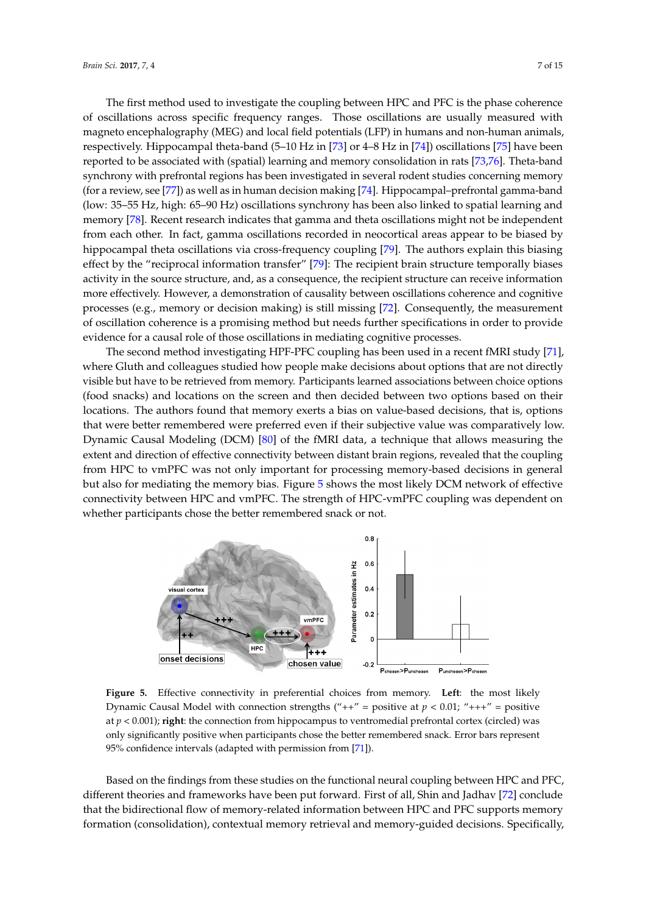The first method used to investigate the coupling between HPC and PFC is the phase coherence of oscillations across specific frequency ranges. Those oscillations are usually measured with magneto encephalography (MEG) and local field potentials (LFP) in humans and non-human animals, respectively. Hippocampal theta-band (5–10 Hz in [73] or 4–8 Hz in [74]) oscillations [75] have been reported to be associated with (spatial) learning and memory consolidation in rats [73,76]. Theta-band synchrony with prefrontal regions has been investigated in several rodent studies concerning memory (for a review, see [77]) as well as in human decision making [74]. Hippocampal–prefrontal gamma-band (low: 35–55 Hz, high: 65–90 Hz) oscillations synchrony has been also linked to spatial learning and memory [78]. Recent research indicates that gamma and theta oscillations might not be independent from each other. In fact, gamma oscillations recorded in neocortical areas appear to be biased by hippocampal theta oscillations via cross-frequency coupling [79]. The authors explain this biasing effect by the "reciprocal information transfer" [79]: The recipient brain structure temporally biases activity in the source structure, and, as a consequence, the recipient structure can receive information more effectively. However, a demonstration of causality between oscillations coherence and cognitive processes (e.g., memory or decision making) is still missing [72]. Consequently, the measurement of oscillation coherence is a promising method but needs further specifications in order to provide evidence for a causal role of those oscillations in mediating cognitive processes.

The second method investigating HPF-PFC coupling has been used in a recent fMRI study [71], where Gluth and colleagues studied how people make decisions about options that are not directly visible but have to be retrieved from memory. Participants learned associations between choice options (food snacks) and locations on the screen and then decided between two options based on their locations. The authors found that memory exerts a bias on value-based decisions, that is, options that were better remembered were preferred even if their subjective value was comparatively low. Dynamic Causal Modeling (DCM) [80] of the fMRI data, a technique that allows measuring the extent and direction of effective connectivity between distant brain regions, revealed that the coupling from HPC to vmPFC was not only important for processing memory-based decisions in general but also for mediating the memory bias. Figure 5 shows the most likely DCM network of effective connectivity between HPC and vmPFC. The strength of HPC-vmPFC coupling was dependent on whether participants chose the better remembered snack or not.

**Figure 5.** Effective connectivity in preferential choices from memory. **Left**: the most likely Dynamic Causal Model with connection strengths ("++" = positive at $p < 0.01$; "+++" = positive at $p < 0.001$); **right**: the connection from hippocampus to ventromedial prefrontal cortex (circled) was only significantly positive when participants chose the better remembered snack. Error bars represent 95% confidence intervals (adapted with permission from [71]).

Based on the findings from these studies on the functional neural coupling between HPC and PFC, different theories and frameworks have been put forward. First of all, Shin and Jadhav [72] conclude that the bidirectional flow of memory-related information between HPC and PFC supports memory formation (consolidation), contextual memory retrieval and memory-guided decisions. Specifically,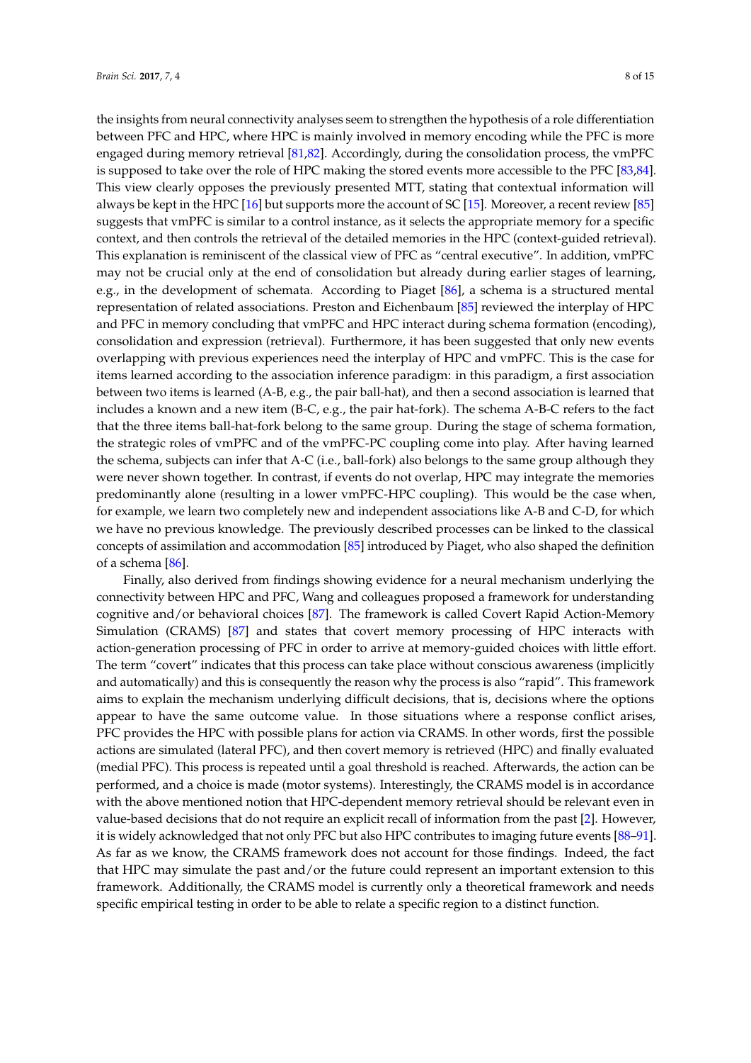the insights from neural connectivity analyses seem to strengthen the hypothesis of a role differentiation between PFC and HPC, where HPC is mainly involved in memory encoding while the PFC is more engaged during memory retrieval [81,82]. Accordingly, during the consolidation process, the vmPFC is supposed to take over the role of HPC making the stored events more accessible to the PFC [83,84]. This view clearly opposes the previously presented MTT, stating that contextual information will always be kept in the HPC [16] but supports more the account of SC [15]. Moreover, a recent review [85] suggests that vmPFC is similar to a control instance, as it selects the appropriate memory for a specific context, and then controls the retrieval of the detailed memories in the HPC (context-guided retrieval). This explanation is reminiscent of the classical view of PFC as "central executive". In addition, vmPFC may not be crucial only at the end of consolidation but already during earlier stages of learning, e.g., in the development of schemata. According to Piaget [86], a schema is a structured mental representation of related associations. Preston and Eichenbaum [85] reviewed the interplay of HPC and PFC in memory concluding that vmPFC and HPC interact during schema formation (encoding), consolidation and expression (retrieval). Furthermore, it has been suggested that only new events overlapping with previous experiences need the interplay of HPC and vmPFC. This is the case for items learned according to the association inference paradigm: in this paradigm, a first association between two items is learned (A-B, e.g., the pair ball-hat), and then a second association is learned that includes a known and a new item (B-C, e.g., the pair hat-fork). The schema A-B-C refers to the fact that the three items ball-hat-fork belong to the same group. During the stage of schema formation, the strategic roles of vmPFC and of the vmPFC-PC coupling come into play. After having learned the schema, subjects can infer that A-C (i.e., ball-fork) also belongs to the same group although they were never shown together. In contrast, if events do not overlap, HPC may integrate the memories predominantly alone (resulting in a lower vmPFC-HPC coupling). This would be the case when, for example, we learn two completely new and independent associations like A-B and C-D, for which we have no previous knowledge. The previously described processes can be linked to the classical concepts of assimilation and accommodation [85] introduced by Piaget, who also shaped the definition of a schema [86].

Finally, also derived from findings showing evidence for a neural mechanism underlying the connectivity between HPC and PFC, Wang and colleagues proposed a framework for understanding cognitive and/or behavioral choices [87]. The framework is called Covert Rapid Action-Memory Simulation (CRAMS) [87] and states that covert memory processing of HPC interacts with action-generation processing of PFC in order to arrive at memory-guided choices with little effort. The term "covert" indicates that this process can take place without conscious awareness (implicitly and automatically) and this is consequently the reason why the process is also "rapid". This framework aims to explain the mechanism underlying difficult decisions, that is, decisions where the options appear to have the same outcome value. In those situations where a response conflict arises, PFC provides the HPC with possible plans for action via CRAMS. In other words, first the possible actions are simulated (lateral PFC), and then covert memory is retrieved (HPC) and finally evaluated (medial PFC). This process is repeated until a goal threshold is reached. Afterwards, the action can be performed, and a choice is made (motor systems). Interestingly, the CRAMS model is in accordance with the above mentioned notion that HPC-dependent memory retrieval should be relevant even in value-based decisions that do not require an explicit recall of information from the past [2]. However, it is widely acknowledged that not only PFC but also HPC contributes to imaging future events [88–91]. As far as we know, the CRAMS framework does not account for those findings. Indeed, the fact that HPC may simulate the past and/or the future could represent an important extension to this framework. Additionally, the CRAMS model is currently only a theoretical framework and needs specific empirical testing in order to be able to relate a specific region to a distinct function.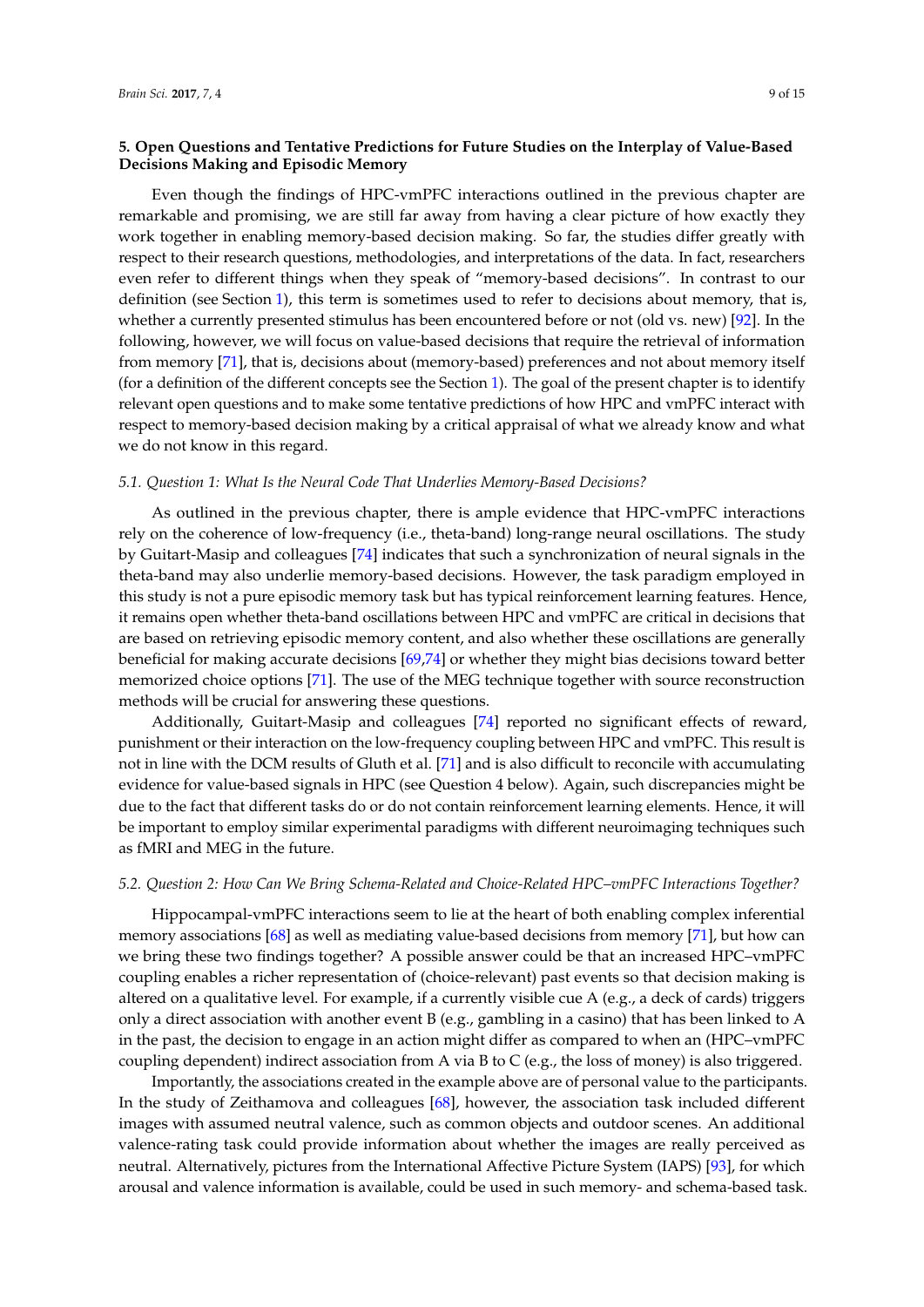## 5. Open Questions and Tentative Predictions for Future Studies on the Interplay of Value-Based Decisions Making and Episodic Memory

Even though the findings of HPC-vmPFC interactions outlined in the previous chapter are remarkable and promising, we are still far away from having a clear picture of how exactly they work together in enabling memory-based decision making. So far, the studies differ greatly with respect to their research questions, methodologies, and interpretations of the data. In fact, researchers even refer to different things when they speak of "memory-based decisions". In contrast to our definition (see Section 1), this term is sometimes used to refer to decisions about memory, that is, whether a currently presented stimulus has been encountered before or not (old vs. new) [92]. In the following, however, we will focus on value-based decisions that require the retrieval of information from memory [71], that is, decisions about (memory-based) preferences and not about memory itself (for a definition of the different concepts see the Section 1). The goal of the present chapter is to identify relevant open questions and to make some tentative predictions of how HPC and vmPFC interact with respect to memory-based decision making by a critical appraisal of what we already know and what we do not know in this regard.

### *5.1. Question 1: What Is the Neural Code That Underlies Memory-Based Decisions?*

As outlined in the previous chapter, there is ample evidence that HPC-vmPFC interactions rely on the coherence of low-frequency (i.e., theta-band) long-range neural oscillations. The study by Guitart-Masip and colleagues [74] indicates that such a synchronization of neural signals in the theta-band may also underlie memory-based decisions. However, the task paradigm employed in this study is not a pure episodic memory task but has typical reinforcement learning features. Hence, it remains open whether theta-band oscillations between HPC and vmPFC are critical in decisions that are based on retrieving episodic memory content, and also whether these oscillations are generally beneficial for making accurate decisions [69,74] or whether they might bias decisions toward better memorized choice options [71]. The use of the MEG technique together with source reconstruction methods will be crucial for answering these questions.

Additionally, Guitart-Masip and colleagues [74] reported no significant effects of reward, punishment or their interaction on the low-frequency coupling between HPC and vmPFC. This result is not in line with the DCM results of Gluth et al. [71] and is also difficult to reconcile with accumulating evidence for value-based signals in HPC (see Question 4 below). Again, such discrepancies might be due to the fact that different tasks do or do not contain reinforcement learning elements. Hence, it will be important to employ similar experimental paradigms with different neuroimaging techniques such as fMRI and MEG in the future.

### *5.2. Question 2: How Can We Bring Schema-Related and Choice-Related HPC–vmPFC Interactions Together?*

Hippocampal-vmPFC interactions seem to lie at the heart of both enabling complex inferential memory associations [68] as well as mediating value-based decisions from memory [71], but how can we bring these two findings together? A possible answer could be that an increased HPC–vmPFC coupling enables a richer representation of (choice-relevant) past events so that decision making is altered on a qualitative level. For example, if a currently visible cue A (e.g., a deck of cards) triggers only a direct association with another event B (e.g., gambling in a casino) that has been linked to A in the past, the decision to engage in an action might differ as compared to when an (HPC–vmPFC coupling dependent) indirect association from A via B to C (e.g., the loss of money) is also triggered.

Importantly, the associations created in the example above are of personal value to the participants. In the study of Zeithamova and colleagues [68], however, the association task included different images with assumed neutral valence, such as common objects and outdoor scenes. An additional valence-rating task could provide information about whether the images are really perceived as neutral. Alternatively, pictures from the International Affective Picture System (IAPS) [93], for which arousal and valence information is available, could be used in such memory- and schema-based task.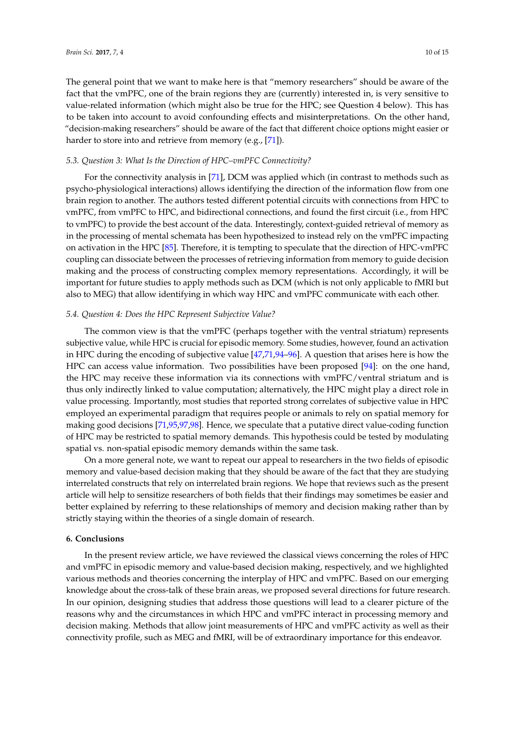The general point that we want to make here is that "memory researchers" should be aware of the fact that the vmPFC, one of the brain regions they are (currently) interested in, is very sensitive to value-related information (which might also be true for the HPC; see Question 4 below). This has to be taken into account to avoid confounding effects and misinterpretations. On the other hand, "decision-making researchers" should be aware of the fact that different choice options might easier or harder to store into and retrieve from memory (e.g., [71]).

### 5.3. Question 3: What Is the Direction of HPC–vmPFC Connectivity?

For the connectivity analysis in [71], DCM was applied which (in contrast to methods such as psycho-physiological interactions) allows identifying the direction of the information flow from one brain region to another. The authors tested different potential circuits with connections from HPC to vmPFC, from vmPFC to HPC, and bidirectional connections, and found the first circuit (i.e., from HPC to vmPFC) to provide the best account of the data. Interestingly, context-guided retrieval of memory as in the processing of mental schemata has been hypothesized to instead rely on the vmPFC impacting on activation in the HPC [85]. Therefore, it is tempting to speculate that the direction of HPC-vmPFC coupling can dissociate between the processes of retrieving information from memory to guide decision making and the process of constructing complex memory representations. Accordingly, it will be important for future studies to apply methods such as DCM (which is not only applicable to fMRI but also to MEG) that allow identifying in which way HPC and vmPFC communicate with each other.

### 5.4. Question 4: Does the HPC Represent Subjective Value?

The common view is that the vmPFC (perhaps together with the ventral striatum) represents subjective value, while HPC is crucial for episodic memory. Some studies, however, found an activation in HPC during the encoding of subjective value [47,71,94–96]. A question that arises here is how the HPC can access value information. Two possibilities have been proposed [94]: on the one hand, the HPC may receive these information via its connections with vmPFC/ventral striatum and is thus only indirectly linked to value computation; alternatively, the HPC might play a direct role in value processing. Importantly, most studies that reported strong correlates of subjective value in HPC employed an experimental paradigm that requires people or animals to rely on spatial memory for making good decisions [71,95,97,98]. Hence, we speculate that a putative direct value-coding function of HPC may be restricted to spatial memory demands. This hypothesis could be tested by modulating spatial vs. non-spatial episodic memory demands within the same task.

On a more general note, we want to repeat our appeal to researchers in the two fields of episodic memory and value-based decision making that they should be aware of the fact that they are studying interrelated constructs that rely on interrelated brain regions. We hope that reviews such as the present article will help to sensitize researchers of both fields that their findings may sometimes be easier and better explained by referring to these relationships of memory and decision making rather than by strictly staying within the theories of a single domain of research.

## 6. Conclusions

In the present review article, we have reviewed the classical views concerning the roles of HPC and vmPFC in episodic memory and value-based decision making, respectively, and we highlighted various methods and theories concerning the interplay of HPC and vmPFC. Based on our emerging knowledge about the cross-talk of these brain areas, we proposed several directions for future research. In our opinion, designing studies that address those questions will lead to a clearer picture of the reasons why and the circumstances in which HPC and vmPFC interact in processing memory and decision making. Methods that allow joint measurements of HPC and vmPFC activity as well as their connectivity profile, such as MEG and fMRI, will be of extraordinary importance for this endeavor.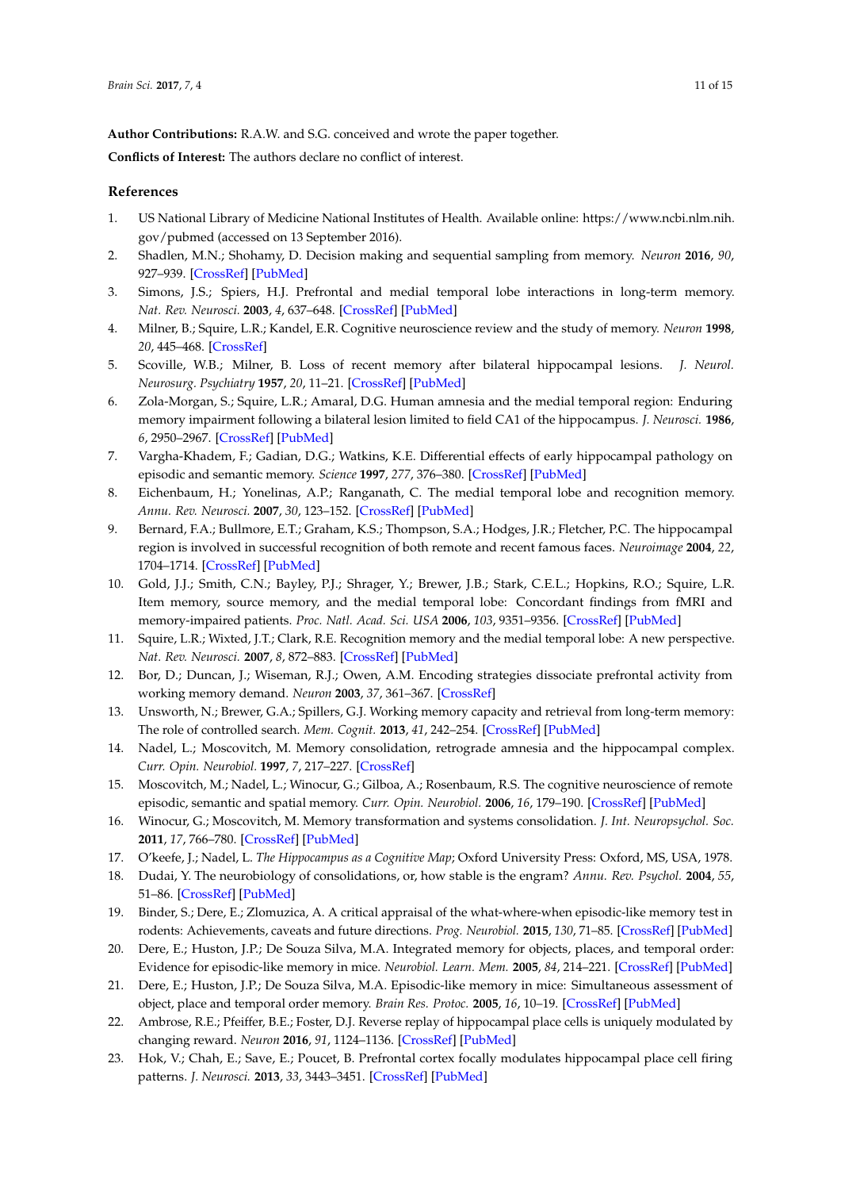**Author Contributions:** R.A.W. and S.G. conceived and wrote the paper together.

**Conflicts of Interest:** The authors declare no conflict of interest.

## References

1. US National Library of Medicine National Institutes of Health. Available online: https://www.ncbi.nlm.nih.gov/pubmed (accessed on 13 September 2016).
2. Shadlen, M.N.; Shohamy, D. Decision making and sequential sampling from memory. *Neuron* **2016**, *90*, 927–939. [CrossRef] [PubMed]
3. Simons, J.S.; Spiers, H.J. Prefrontal and medial temporal lobe interactions in long-term memory. *Nat. Rev. Neurosci.* **2003**, *4*, 637–648. [CrossRef] [PubMed]
4. Milner, B.; Squire, L.R.; Kandel, E.R. Cognitive neuroscience review and the study of memory. *Neuron* **1998**, *20*, 445–468. [CrossRef]
5. Scoville, W.B.; Milner, B. Loss of recent memory after bilateral hippocampal lesions. *J. Neurol. Neurosurg. Psychiatry* **1957**, *20*, 11–21. [CrossRef] [PubMed]
6. Zola-Morgan, S.; Squire, L.R.; Amaral, D.G. Human amnesia and the medial temporal region: Enduring memory impairment following a bilateral lesion limited to field CA1 of the hippocampus. *J. Neurosci.* **1986**, *6*, 2950–2967. [CrossRef] [PubMed]
7. Vargha-Khadem, F.; Gadian, D.G.; Watkins, K.E. Differential effects of early hippocampal pathology on episodic and semantic memory. *Science* **1997**, *277*, 376–380. [CrossRef] [PubMed]
8. Eichenbaum, H.; Yonelinas, A.P.; Ranganath, C. The medial temporal lobe and recognition memory. *Annu. Rev. Neurosci.* **2007**, *30*, 123–152. [CrossRef] [PubMed]
9. Bernard, F.A.; Bullmore, E.T.; Graham, K.S.; Thompson, S.A.; Hodges, J.R.; Fletcher, P.C. The hippocampal region is involved in successful recognition of both remote and recent famous faces. *Neuroimage* **2004**, *22*, 1704–1714. [CrossRef] [PubMed]
10. Gold, J.J.; Smith, C.N.; Bayley, P.J.; Shrager, Y.; Brewer, J.B.; Stark, C.E.L.; Hopkins, R.O.; Squire, L.R. Item memory, source memory, and the medial temporal lobe: Concordant findings from fMRI and memory-impaired patients. *Proc. Natl. Acad. Sci. USA* **2006**, *103*, 9351–9356. [CrossRef] [PubMed]
11. Squire, L.R.; Wixted, J.T.; Clark, R.E. Recognition memory and the medial temporal lobe: A new perspective. *Nat. Rev. Neurosci.* **2007**, *8*, 872–883. [CrossRef] [PubMed]
12. Bor, D.; Duncan, J.; Wiseman, R.J.; Owen, A.M. Encoding strategies dissociate prefrontal activity from working memory demand. *Neuron* **2003**, *37*, 361–367. [CrossRef]
13. Unsworth, N.; Brewer, G.A.; Spillers, G.J. Working memory capacity and retrieval from long-term memory: The role of controlled search. *Mem. Cognit.* **2013**, *41*, 242–254. [CrossRef] [PubMed]
14. Nadel, L.; Moscovitch, M. Memory consolidation, retrograde amnesia and the hippocampal complex. *Curr. Opin. Neurobiol.* **1997**, *7*, 217–227. [CrossRef]
15. Moscovitch, M.; Nadel, L.; Winocur, G.; Gilboa, A.; Rosenbaum, R.S. The cognitive neuroscience of remote episodic, semantic and spatial memory. *Curr. Opin. Neurobiol.* **2006**, *16*, 179–190. [CrossRef] [PubMed]
16. Winocur, G.; Moscovitch, M. Memory transformation and systems consolidation. *J. Int. Neuropsychol. Soc.* **2011**, *17*, 766–780. [CrossRef] [PubMed]
17. O'keefe, J.; Nadel, L. *The Hippocampus as a Cognitive Map*; Oxford University Press: Oxford, MS, USA, 1978.
18. Dudai, Y. The neurobiology of consolidations, or, how stable is the engram? *Annu. Rev. Psychol.* **2004**, *55*, 51–86. [CrossRef] [PubMed]
19. Binder, S.; Dere, E.; Zlomuzica, A. A critical appraisal of the what-where-when episodic-like memory test in rodents: Achievements, caveats and future directions. *Prog. Neurobiol.* **2015**, *130*, 71–85. [CrossRef] [PubMed]
20. Dere, E.; Huston, J.P.; De Souza Silva, M.A. Integrated memory for objects, places, and temporal order: Evidence for episodic-like memory in mice. *Neurobiol. Learn. Mem.* **2005**, *84*, 214–221. [CrossRef] [PubMed]
21. Dere, E.; Huston, J.P.; De Souza Silva, M.A. Episodic-like memory in mice: Simultaneous assessment of object, place and temporal order memory. *Brain Res. Protoc.* **2005**, *16*, 10–19. [CrossRef] [PubMed]
22. Ambrose, R.E.; Pfeiffer, B.E.; Foster, D.J. Reverse replay of hippocampal place cells is uniquely modulated by changing reward. *Neuron* **2016**, *91*, 1124–1136. [CrossRef] [PubMed]
23. Hok, V.; Chah, E.; Save, E.; Poucet, B. Prefrontal cortex focally modulates hippocampal place cell firing patterns. *J. Neurosci.* **2013**, *33*, 3443–3451. [CrossRef] [PubMed]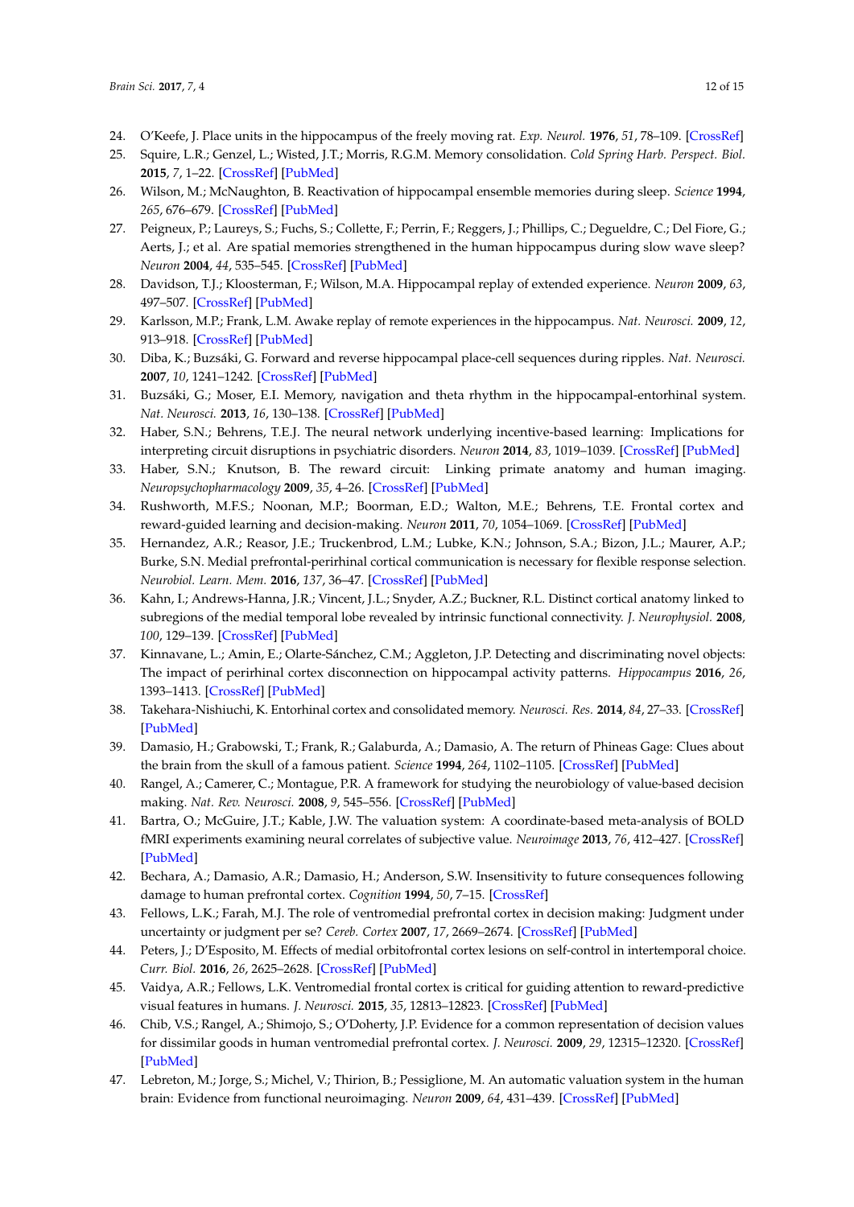24. O'Keefe, J. Place units in the hippocampus of the freely moving rat. *Exp. Neurol.* **1976**, *51*, 78–109. [CrossRef]
25. Squire, L.R.; Genzel, L.; Wisted, J.T.; Morris, R.G.M. Memory consolidation. *Cold Spring Harb. Perspect. Biol.* **2015**, *7*, 1–22. [CrossRef] [PubMed]
26. Wilson, M.; McNaughton, B. Reactivation of hippocampal ensemble memories during sleep. *Science* **1994**, *265*, 676–679. [CrossRef] [PubMed]
27. Peigneux, P.; Laureys, S.; Fuchs, S.; Collette, F.; Perrin, F.; Reggers, J.; Phillips, C.; Degueldre, C.; Del Fiore, G.; Aerts, J.; et al. Are spatial memories strengthened in the human hippocampus during slow wave sleep? *Neuron* **2004**, *44*, 535–545. [CrossRef] [PubMed]
28. Davidson, T.J.; Kloosterman, F.; Wilson, M.A. Hippocampal replay of extended experience. *Neuron* **2009**, *63*, 497–507. [CrossRef] [PubMed]
29. Karlsson, M.P.; Frank, L.M. Awake replay of remote experiences in the hippocampus. *Nat. Neurosci.* **2009**, *12*, 913–918. [CrossRef] [PubMed]
30. Diba, K.; Buzsáki, G. Forward and reverse hippocampal place-cell sequences during ripples. *Nat. Neurosci.* **2007**, *10*, 1241–1242. [CrossRef] [PubMed]
31. Buzsáki, G.; Moser, E.I. Memory, navigation and theta rhythm in the hippocampal-entorhinal system. *Nat. Neurosci.* **2013**, *16*, 130–138. [CrossRef] [PubMed]
32. Haber, S.N.; Behrens, T.E.J. The neural network underlying incentive-based learning: Implications for interpreting circuit disruptions in psychiatric disorders. *Neuron* **2014**, *83*, 1019–1039. [CrossRef] [PubMed]
33. Haber, S.N.; Knutson, B. The reward circuit: Linking primate anatomy and human imaging. *Neuropsychopharmacology* **2009**, *35*, 4–26. [CrossRef] [PubMed]
34. Rushworth, M.F.S.; Noonan, M.P.; Boorman, E.D.; Walton, M.E.; Behrens, T.E. Frontal cortex and reward-guided learning and decision-making. *Neuron* **2011**, *70*, 1054–1069. [CrossRef] [PubMed]
35. Hernandez, A.R.; Reasor, J.E.; Truckenbrod, L.M.; Lubke, K.N.; Johnson, S.A.; Bizon, J.L.; Maurer, A.P.; Burke, S.N. Medial prefrontal-perirhinal cortical communication is necessary for flexible response selection. *Neurobiol. Learn. Mem.* **2016**, *137*, 36–47. [CrossRef] [PubMed]
36. Kahn, I.; Andrews-Hanna, J.R.; Vincent, J.L.; Snyder, A.Z.; Buckner, R.L. Distinct cortical anatomy linked to subregions of the medial temporal lobe revealed by intrinsic functional connectivity. *J. Neurophysiol.* **2008**, *100*, 129–139. [CrossRef] [PubMed]
37. Kinnavane, L.; Amin, E.; Olarte-Sánchez, C.M.; Aggleton, J.P. Detecting and discriminating novel objects: The impact of perirhinal cortex disconnection on hippocampal activity patterns. *Hippocampus* **2016**, *26*, 1393–1413. [CrossRef] [PubMed]
38. Takehara-Nishiuchi, K. Entorhinal cortex and consolidated memory. *Neurosci. Res.* **2014**, *84*, 27–33. [CrossRef] [PubMed]
39. Damasio, H.; Grabowski, T.; Frank, R.; Galaburda, A.; Damasio, A. The return of Phineas Gage: Clues about the brain from the skull of a famous patient. *Science* **1994**, *264*, 1102–1105. [CrossRef] [PubMed]
40. Rangel, A.; Camerer, C.; Montague, P.R. A framework for studying the neurobiology of value-based decision making. *Nat. Rev. Neurosci.* **2008**, *9*, 545–556. [CrossRef] [PubMed]
41. Bartra, O.; McGuire, J.T.; Kable, J.W. The valuation system: A coordinate-based meta-analysis of BOLD fMRI experiments examining neural correlates of subjective value. *Neuroimage* **2013**, *76*, 412–427. [CrossRef] [PubMed]
42. Bechara, A.; Damasio, A.R.; Damasio, H.; Anderson, S.W. Insensitivity to future consequences following damage to human prefrontal cortex. *Cognition* **1994**, *50*, 7–15. [CrossRef]
43. Fellows, L.K.; Farah, M.J. The role of ventromedial prefrontal cortex in decision making: Judgment under uncertainty or judgment per se? *Cereb. Cortex* **2007**, *17*, 2669–2674. [CrossRef] [PubMed]
44. Peters, J.; D'Esposito, M. Effects of medial orbitofrontal cortex lesions on self-control in intertemporal choice. *Curr. Biol.* **2016**, *26*, 2625–2628. [CrossRef] [PubMed]
45. Vaidya, A.R.; Fellows, L.K. Ventromedial frontal cortex is critical for guiding attention to reward-predictive visual features in humans. *J. Neurosci.* **2015**, *35*, 12813–12823. [CrossRef] [PubMed]
46. Chib, V.S.; Rangel, A.; Shimojo, S.; O'Doherty, J.P. Evidence for a common representation of decision values for dissimilar goods in human ventromedial prefrontal cortex. *J. Neurosci.* **2009**, *29*, 12315–12320. [CrossRef] [PubMed]
47. Lebreton, M.; Jorge, S.; Michel, V.; Thirion, B.; Pessiglione, M. An automatic valuation system in the human brain: Evidence from functional neuroimaging. *Neuron* **2009**, *64*, 431–439. [CrossRef] [PubMed]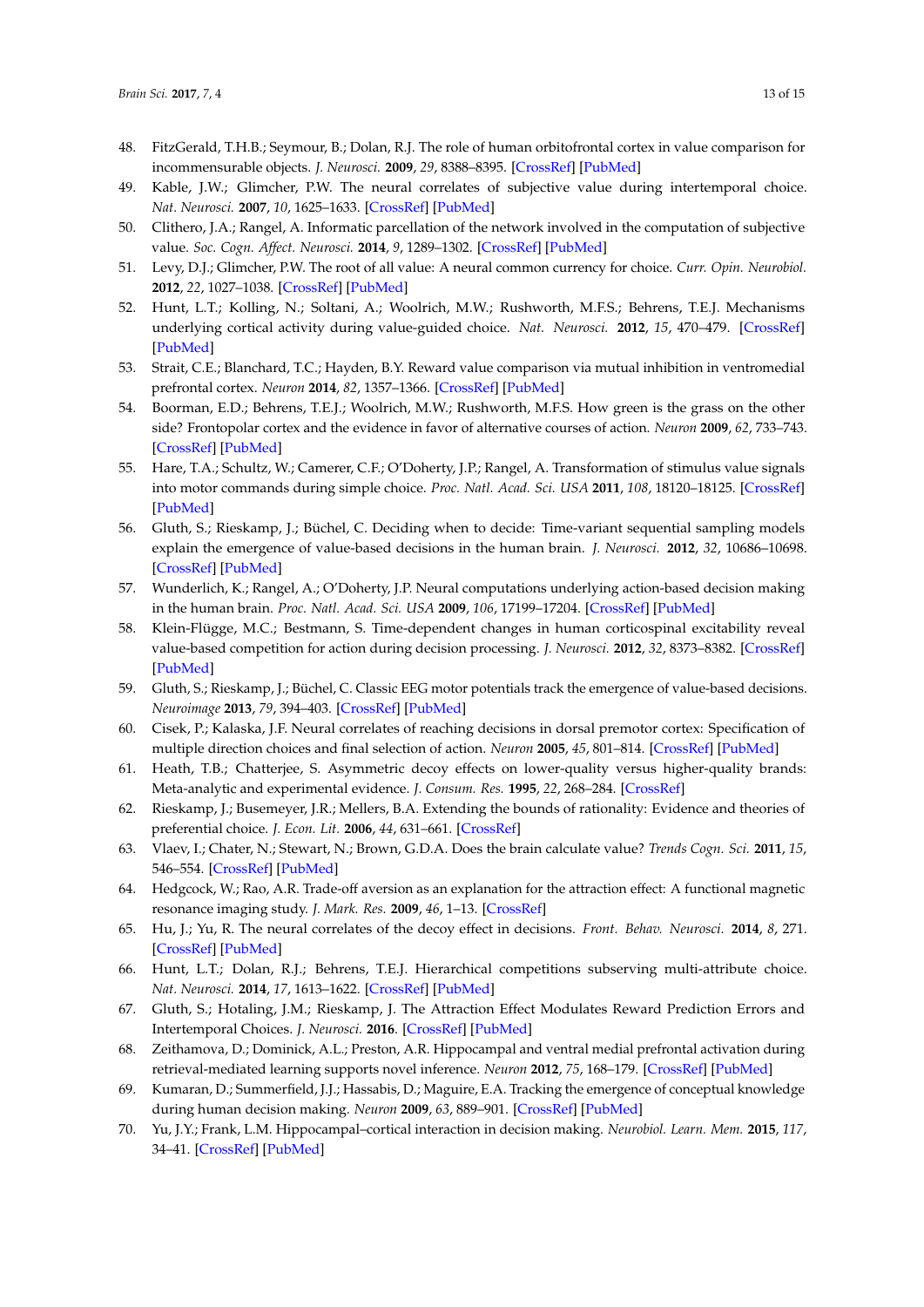48. FitzGerald, T.H.B.; Seymour, B.; Dolan, R.J. The role of human orbitofrontal cortex in value comparison for incommensurable objects. *J. Neurosci.* **2009**, *29*, 8388–8395. [CrossRef] [PubMed]
49. Kable, J.W.; Glimcher, P.W. The neural correlates of subjective value during intertemporal choice. *Nat. Neurosci.* **2007**, *10*, 1625–1633. [CrossRef] [PubMed]
50. Clithero, J.A.; Rangel, A. Informatic parcellation of the network involved in the computation of subjective value. *Soc. Cogn. Affect. Neurosci.* **2014**, *9*, 1289–1302. [CrossRef] [PubMed]
51. Levy, D.J.; Glimcher, P.W. The root of all value: A neural common currency for choice. *Curr. Opin. Neurobiol.* **2012**, *22*, 1027–1038. [CrossRef] [PubMed]
52. Hunt, L.T.; Kolling, N.; Soltani, A.; Woolrich, M.W.; Rushworth, M.F.S.; Behrens, T.E.J. Mechanisms underlying cortical activity during value-guided choice. *Nat. Neurosci.* **2012**, *15*, 470–479. [CrossRef] [PubMed]
53. Strait, C.E.; Blanchard, T.C.; Hayden, B.Y. Reward value comparison via mutual inhibition in ventromedial prefrontal cortex. *Neuron* **2014**, *82*, 1357–1366. [CrossRef] [PubMed]
54. Boorman, E.D.; Behrens, T.E.J.; Woolrich, M.W.; Rushworth, M.F.S. How green is the grass on the other side? Frontopolar cortex and the evidence in favor of alternative courses of action. *Neuron* **2009**, *62*, 733–743. [CrossRef] [PubMed]
55. Hare, T.A.; Schultz, W.; Camerer, C.F.; O'Doherty, J.P.; Rangel, A. Transformation of stimulus value signals into motor commands during simple choice. *Proc. Natl. Acad. Sci. USA* **2011**, *108*, 18120–18125. [CrossRef] [PubMed]
56. Gluth, S.; Rieskamp, J.; Büchel, C. Deciding when to decide: Time-variant sequential sampling models explain the emergence of value-based decisions in the human brain. *J. Neurosci.* **2012**, *32*, 10686–10698. [CrossRef] [PubMed]
57. Wunderlich, K.; Rangel, A.; O'Doherty, J.P. Neural computations underlying action-based decision making in the human brain. *Proc. Natl. Acad. Sci. USA* **2009**, *106*, 17199–17204. [CrossRef] [PubMed]
58. Klein-Flügge, M.C.; Bestmann, S. Time-dependent changes in human corticospinal excitability reveal value-based competition for action during decision processing. *J. Neurosci.* **2012**, *32*, 8373–8382. [CrossRef] [PubMed]
59. Gluth, S.; Rieskamp, J.; Büchel, C. Classic EEG motor potentials track the emergence of value-based decisions. *Neuroimage* **2013**, *79*, 394–403. [CrossRef] [PubMed]
60. Cisek, P.; Kalaska, J.F. Neural correlates of reaching decisions in dorsal premotor cortex: Specification of multiple direction choices and final selection of action. *Neuron* **2005**, *45*, 801–814. [CrossRef] [PubMed]
61. Heath, T.B.; Chatterjee, S. Asymmetric decoy effects on lower-quality versus higher-quality brands: Meta-analytic and experimental evidence. *J. Consum. Res.* **1995**, *22*, 268–284. [CrossRef]
62. Rieskamp, J.; Busemeyer, J.R.; Mellers, B.A. Extending the bounds of rationality: Evidence and theories of preferential choice. *J. Econ. Lit.* **2006**, *44*, 631–661. [CrossRef]
63. Vlaev, I.; Chater, N.; Stewart, N.; Brown, G.D.A. Does the brain calculate value? *Trends Cogn. Sci.* **2011**, *15*, 546–554. [CrossRef] [PubMed]
64. Hedgcock, W.; Rao, A.R. Trade-off aversion as an explanation for the attraction effect: A functional magnetic resonance imaging study. *J. Mark. Res.* **2009**, *46*, 1–13. [CrossRef]
65. Hu, J.; Yu, R. The neural correlates of the decoy effect in decisions. *Front. Behav. Neurosci.* **2014**, *8*, 271. [CrossRef] [PubMed]
66. Hunt, L.T.; Dolan, R.J.; Behrens, T.E.J. Hierarchical competitions subserving multi-attribute choice. *Nat. Neurosci.* **2014**, *17*, 1613–1622. [CrossRef] [PubMed]
67. Gluth, S.; Hotaling, J.M.; Rieskamp, J. The Attraction Effect Modulates Reward Prediction Errors and Intertemporal Choices. *J. Neurosci.* **2016**. [CrossRef] [PubMed]
68. Zeithamova, D.; Dominick, A.L.; Preston, A.R. Hippocampal and ventral medial prefrontal activation during retrieval-mediated learning supports novel inference. *Neuron* **2012**, *75*, 168–179. [CrossRef] [PubMed]
69. Kumaran, D.; Summerfield, J.J.; Hassabis, D.; Maguire, E.A. Tracking the emergence of conceptual knowledge during human decision making. *Neuron* **2009**, *63*, 889–901. [CrossRef] [PubMed]
70. Yu, J.Y.; Frank, L.M. Hippocampal–cortical interaction in decision making. *Neurobiol. Learn. Mem.* **2015**, *117*, 34–41. [CrossRef] [PubMed]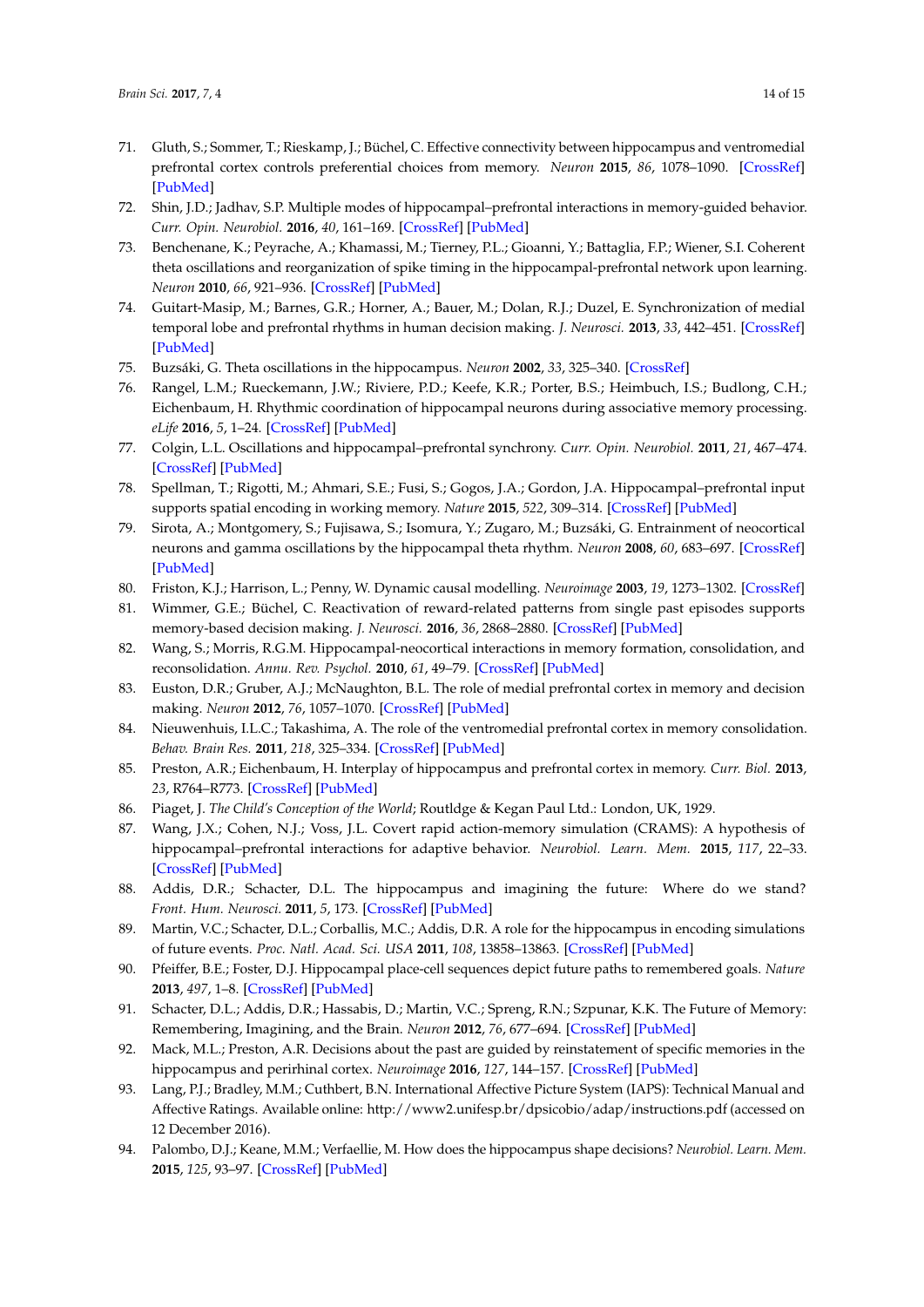71. Gluth, S.; Sommer, T.; Rieskamp, J.; Büchel, C. Effective connectivity between hippocampus and ventromedial prefrontal cortex controls preferential choices from memory. *Neuron* **2015**, *86*, 1078–1090. [CrossRef] [PubMed]
72. Shin, J.D.; Jadhav, S.P. Multiple modes of hippocampal–prefrontal interactions in memory-guided behavior. *Curr. Opin. Neurobiol.* **2016**, *40*, 161–169. [CrossRef] [PubMed]
73. Benchenane, K.; Peyrache, A.; Khamassi, M.; Tierney, P.L.; Gioanni, Y.; Battaglia, F.P.; Wiener, S.I. Coherent theta oscillations and reorganization of spike timing in the hippocampal-prefrontal network upon learning. *Neuron* **2010**, *66*, 921–936. [CrossRef] [PubMed]
74. Guitart-Masip, M.; Barnes, G.R.; Horner, A.; Bauer, M.; Dolan, R.J.; Duzel, E. Synchronization of medial temporal lobe and prefrontal rhythms in human decision making. *J. Neurosci.* **2013**, *33*, 442–451. [CrossRef] [PubMed]
75. Buzsáki, G. Theta oscillations in the hippocampus. *Neuron* **2002**, *33*, 325–340. [CrossRef]
76. Rangel, L.M.; Rueckemann, J.W.; Riviere, P.D.; Keefe, K.R.; Porter, B.S.; Heimbuch, I.S.; Budlong, C.H.; Eichenbaum, H. Rhythmic coordination of hippocampal neurons during associative memory processing. *eLife* **2016**, *5*, 1–24. [CrossRef] [PubMed]
77. Colgin, L.L. Oscillations and hippocampal–prefrontal synchrony. *Curr. Opin. Neurobiol.* **2011**, *21*, 467–474. [CrossRef] [PubMed]
78. Spellman, T.; Rigotti, M.; Ahmari, S.E.; Fusi, S.; Gogos, J.A.; Gordon, J.A. Hippocampal–prefrontal input supports spatial encoding in working memory. *Nature* **2015**, *522*, 309–314. [CrossRef] [PubMed]
79. Sirota, A.; Montgomery, S.; Fujisawa, S.; Isomura, Y.; Zugaro, M.; Buzsáki, G. Entrainment of neocortical neurons and gamma oscillations by the hippocampal theta rhythm. *Neuron* **2008**, *60*, 683–697. [CrossRef] [PubMed]
80. Friston, K.J.; Harrison, L.; Penny, W. Dynamic causal modelling. *Neuroimage* **2003**, *19*, 1273–1302. [CrossRef]
81. Wimmer, G.E.; Büchel, C. Reactivation of reward-related patterns from single past episodes supports memory-based decision making. *J. Neurosci.* **2016**, *36*, 2868–2880. [CrossRef] [PubMed]
82. Wang, S.; Morris, R.G.M. Hippocampal-neocortical interactions in memory formation, consolidation, and reconsolidation. *Annu. Rev. Psychol.* **2010**, *61*, 49–79. [CrossRef] [PubMed]
83. Euston, D.R.; Gruber, A.J.; McNaughton, B.L. The role of medial prefrontal cortex in memory and decision making. *Neuron* **2012**, *76*, 1057–1070. [CrossRef] [PubMed]
84. Nieuwenhuis, I.L.C.; Takashima, A. The role of the ventromedial prefrontal cortex in memory consolidation. *Behav. Brain Res.* **2011**, *218*, 325–334. [CrossRef] [PubMed]
85. Preston, A.R.; Eichenbaum, H. Interplay of hippocampus and prefrontal cortex in memory. *Curr. Biol.* **2013**, *23*, R764–R773. [CrossRef] [PubMed]
86. Piaget, J. *The Child's Conception of the World*; Routldge & Kegan Paul Ltd.: London, UK, 1929.
87. Wang, J.X.; Cohen, N.J.; Voss, J.L. Covert rapid action-memory simulation (CRAMS): A hypothesis of hippocampal–prefrontal interactions for adaptive behavior. *Neurobiol. Learn. Mem.* **2015**, *117*, 22–33. [CrossRef] [PubMed]
88. Addis, D.R.; Schacter, D.L. The hippocampus and imagining the future: Where do we stand? *Front. Hum. Neurosci.* **2011**, *5*, 173. [CrossRef] [PubMed]
89. Martin, V.C.; Schacter, D.L.; Corballis, M.C.; Addis, D.R. A role for the hippocampus in encoding simulations of future events. *Proc. Natl. Acad. Sci. USA* **2011**, *108*, 13858–13863. [CrossRef] [PubMed]
90. Pfeiffer, B.E.; Foster, D.J. Hippocampal place-cell sequences depict future paths to remembered goals. *Nature* **2013**, *497*, 1–8. [CrossRef] [PubMed]
91. Schacter, D.L.; Addis, D.R.; Hassabis, D.; Martin, V.C.; Spreng, R.N.; Szpunar, K.K. The Future of Memory: Remembering, Imagining, and the Brain. *Neuron* **2012**, *76*, 677–694. [CrossRef] [PubMed]
92. Mack, M.L.; Preston, A.R. Decisions about the past are guided by reinstatement of specific memories in the hippocampus and perirhinal cortex. *Neuroimage* **2016**, *127*, 144–157. [CrossRef] [PubMed]
93. Lang, P.J.; Bradley, M.M.; Cuthbert, B.N. International Affective Picture System (IAPS): Technical Manual and Affective Ratings. Available online: http://www2.unifesp.br/dpsicobio/adap/instructions.pdf (accessed on 12 December 2016).
94. Palombo, D.J.; Keane, M.M.; Verfaellie, M. How does the hippocampus shape decisions? *Neurobiol. Learn. Mem.* **2015**, *125*, 93–97. [CrossRef] [PubMed]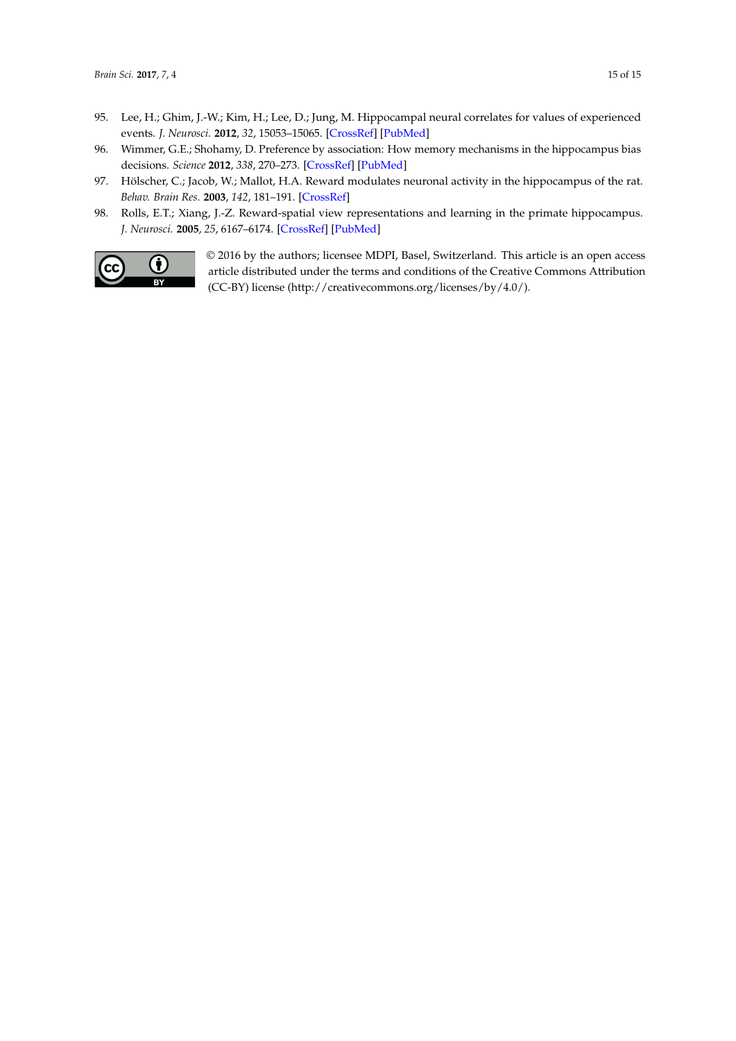95. Lee, H.; Ghim, J.-W.; Kim, H.; Lee, D.; Jung, M. Hippocampal neural correlates for values of experienced events. *J. Neurosci.* **2012**, *32*, 15053–15065. [CrossRef] [PubMed]
96. Wimmer, G.E.; Shohamy, D. Preference by association: How memory mechanisms in the hippocampus bias decisions. *Science* **2012**, *338*, 270–273. [CrossRef] [PubMed]
97. Hölscher, C.; Jacob, W.; Mallot, H.A. Reward modulates neuronal activity in the hippocampus of the rat. *Behav. Brain Res.* **2003**, *142*, 181–191. [CrossRef]
98. Rolls, E.T.; Xiang, J.-Z. Reward-spatial view representations and learning in the primate hippocampus. *J. Neurosci.* **2005**, *25*, 6167–6174. [CrossRef] [PubMed]

© 2016 by the authors; licensee MDPI, Basel, Switzerland. This article is an open access article distributed under the terms and conditions of the Creative Commons Attribution (CC-BY) license (http://creativecommons.org/licenses/by/4.0/).